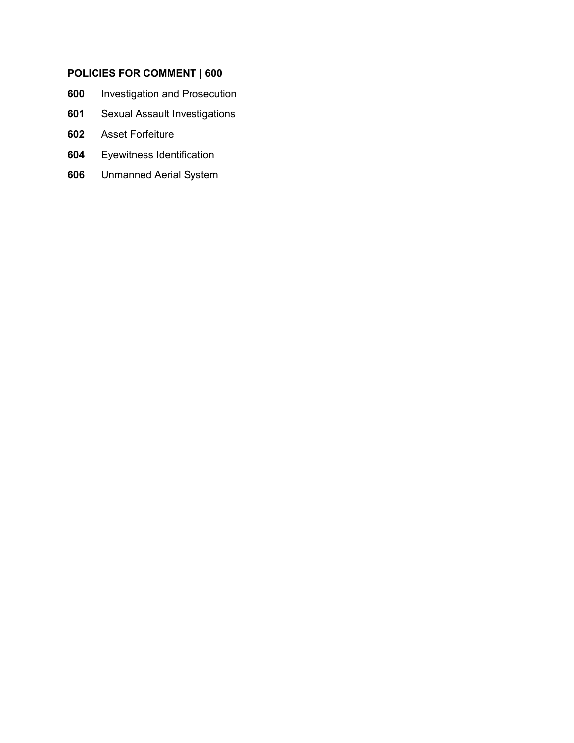## POLICIES FOR COMMENT | 600

**600** Investigation and Prosecution

**601** Sexual Assault Investigations

**602** Asset Forfeiture

**604** Eyewitness Identification

**606** Unmanned Aerial System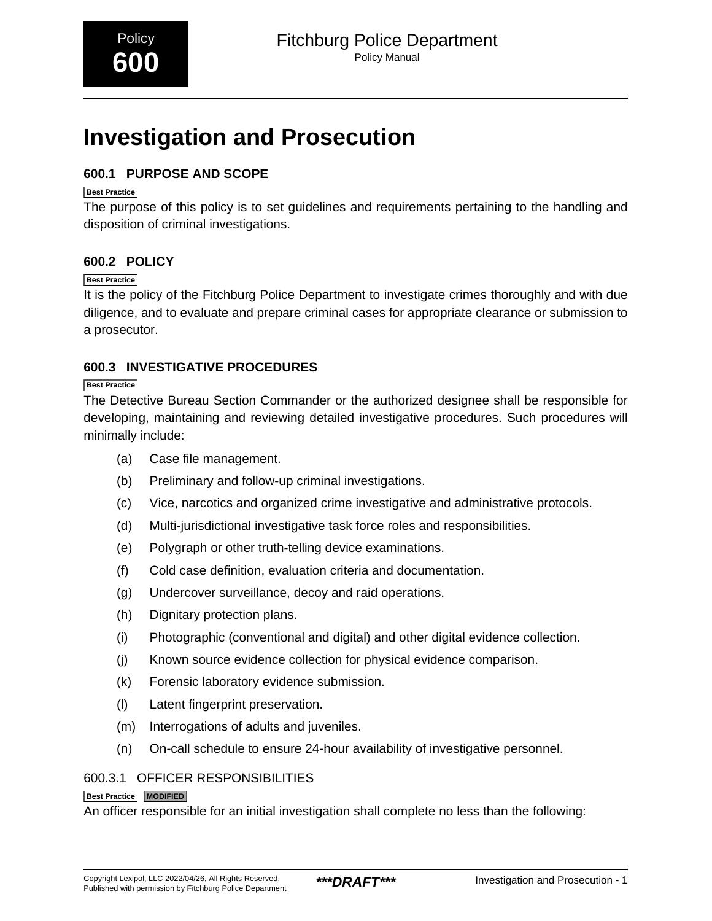Policy
**600**

# Investigation and Prosecution

## 600.1 PURPOSE AND SCOPE

Best Practice

The purpose of this policy is to set guidelines and requirements pertaining to the handling and disposition of criminal investigations.

## 600.2 POLICY

Best Practice

It is the policy of the Fitchburg Police Department to investigate crimes thoroughly and with due diligence, and to evaluate and prepare criminal cases for appropriate clearance or submission to a prosecutor.

## 600.3 INVESTIGATIVE PROCEDURES

Best Practice

The Detective Bureau Section Commander or the authorized designee shall be responsible for developing, maintaining and reviewing detailed investigative procedures. Such procedures will minimally include:

(a) Case file management.

(b) Preliminary and follow-up criminal investigations.

(c) Vice, narcotics and organized crime investigative and administrative protocols.

(d) Multi-jurisdictional investigative task force roles and responsibilities.

(e) Polygraph or other truth-telling device examinations.

(f) Cold case definition, evaluation criteria and documentation.

(g) Undercover surveillance, decoy and raid operations.

(h) Dignitary protection plans.

(i) Photographic (conventional and digital) and other digital evidence collection.

(j) Known source evidence collection for physical evidence comparison.

(k) Forensic laboratory evidence submission.

(l) Latent fingerprint preservation.

(m) Interrogations of adults and juveniles.

(n) On-call schedule to ensure 24-hour availability of investigative personnel.

### 600.3.1 OFFICER RESPONSIBILITIES

Best Practice MODIFIED

An officer responsible for an initial investigation shall complete no less than the following: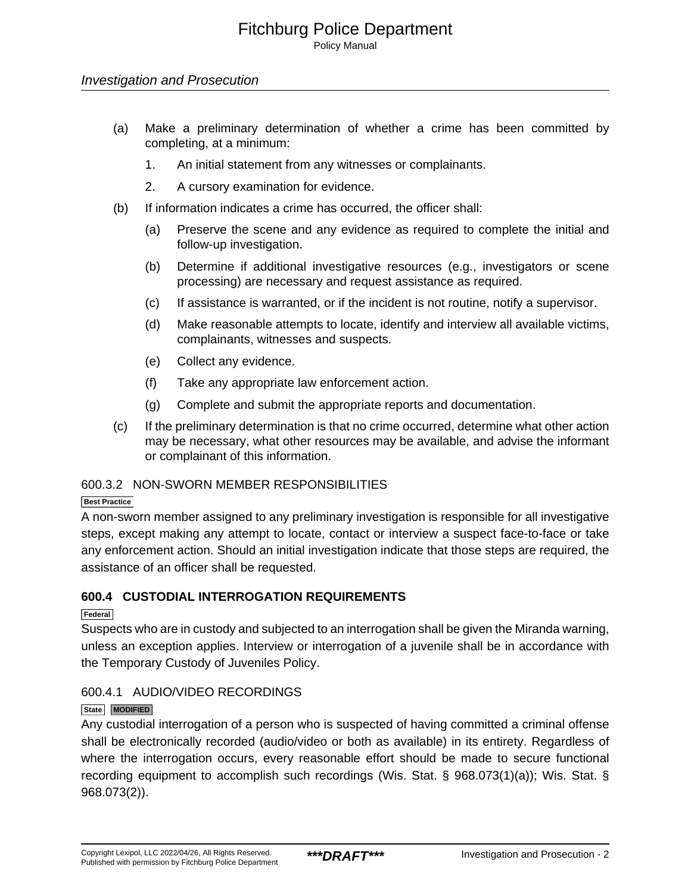(a) Make a preliminary determination of whether a crime has been committed by completing, at a minimum:

   1. An initial statement from any witnesses or complainants.

   2. A cursory examination for evidence.

(b) If information indicates a crime has occurred, the officer shall:

   (a) Preserve the scene and any evidence as required to complete the initial and follow-up investigation.

   (b) Determine if additional investigative resources (e.g., investigators or scene processing) are necessary and request assistance as required.

   (c) If assistance is warranted, or if the incident is not routine, notify a supervisor.

   (d) Make reasonable attempts to locate, identify and interview all available victims, complainants, witnesses and suspects.

   (e) Collect any evidence.

   (f) Take any appropriate law enforcement action.

   (g) Complete and submit the appropriate reports and documentation.

(c) If the preliminary determination is that no crime occurred, determine what other action may be necessary, what other resources may be available, and advise the informant or complainant of this information.

### 600.3.2 NON-SWORN MEMBER RESPONSIBILITIES

Best Practice

A non-sworn member assigned to any preliminary investigation is responsible for all investigative steps, except making any attempt to locate, contact or interview a suspect face-to-face or take any enforcement action. Should an initial investigation indicate that those steps are required, the assistance of an officer shall be requested.

## 600.4 CUSTODIAL INTERROGATION REQUIREMENTS

Federal

Suspects who are in custody and subjected to an interrogation shall be given the Miranda warning, unless an exception applies. Interview or interrogation of a juvenile shall be in accordance with the Temporary Custody of Juveniles Policy.

### 600.4.1 AUDIO/VIDEO RECORDINGS

State MODIFIED

Any custodial interrogation of a person who is suspected of having committed a criminal offense shall be electronically recorded (audio/video or both as available) in its entirety. Regardless of where the interrogation occurs, every reasonable effort should be made to secure functional recording equipment to accomplish such recordings (Wis. Stat. § 968.073(1)(a)); Wis. Stat. § 968.073(2)).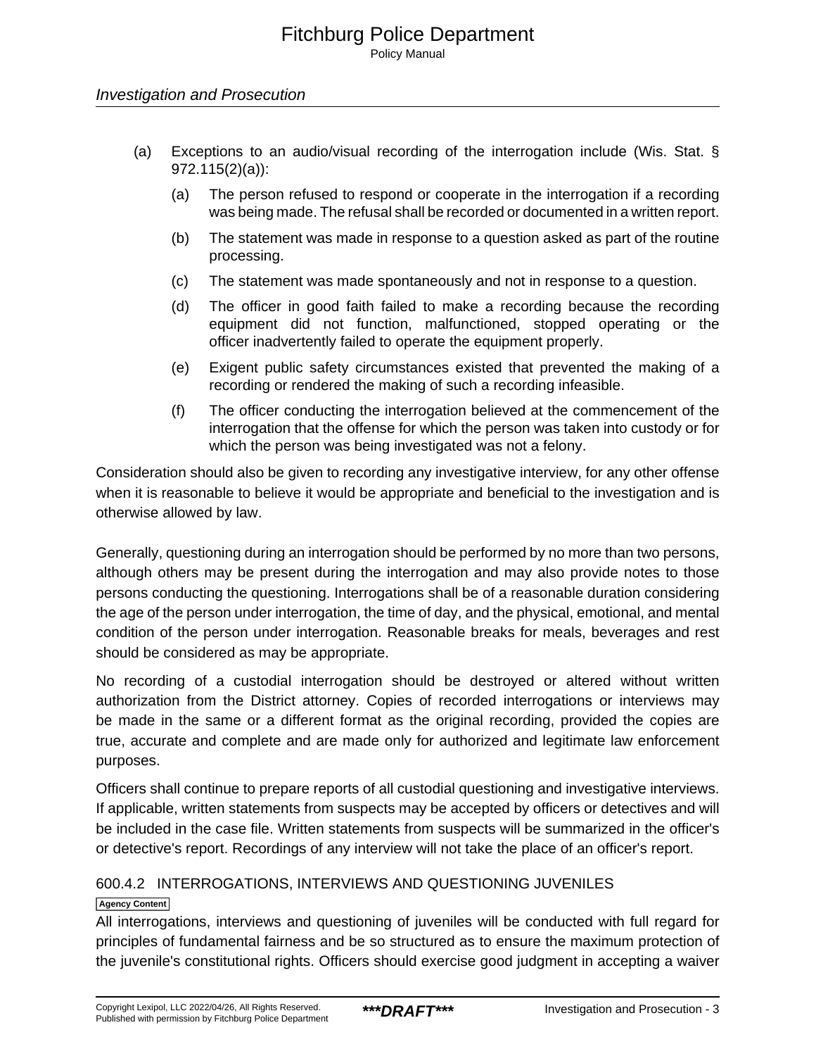(a) Exceptions to an audio/visual recording of the interrogation include (Wis. Stat. § 972.115(2)(a)):

   (a) The person refused to respond or cooperate in the interrogation if a recording was being made. The refusal shall be recorded or documented in a written report.

   (b) The statement was made in response to a question asked as part of the routine processing.

   (c) The statement was made spontaneously and not in response to a question.

   (d) The officer in good faith failed to make a recording because the recording equipment did not function, malfunctioned, stopped operating or the officer inadvertently failed to operate the equipment properly.

   (e) Exigent public safety circumstances existed that prevented the making of a recording or rendered the making of such a recording infeasible.

   (f) The officer conducting the interrogation believed at the commencement of the interrogation that the offense for which the person was taken into custody or for which the person was being investigated was not a felony.

Consideration should also be given to recording any investigative interview, for any other offense when it is reasonable to believe it would be appropriate and beneficial to the investigation and is otherwise allowed by law.

Generally, questioning during an interrogation should be performed by no more than two persons, although others may be present during the interrogation and may also provide notes to those persons conducting the questioning. Interrogations shall be of a reasonable duration considering the age of the person under interrogation, the time of day, and the physical, emotional, and mental condition of the person under interrogation. Reasonable breaks for meals, beverages and rest should be considered as may be appropriate.

No recording of a custodial interrogation should be destroyed or altered without written authorization from the District attorney. Copies of recorded interrogations or interviews may be made in the same or a different format as the original recording, provided the copies are true, accurate and complete and are made only for authorized and legitimate law enforcement purposes.

Officers shall continue to prepare reports of all custodial questioning and investigative interviews. If applicable, written statements from suspects may be accepted by officers or detectives and will be included in the case file. Written statements from suspects will be summarized in the officer's or detective's report. Recordings of any interview will not take the place of an officer's report.

### 600.4.2 INTERROGATIONS, INTERVIEWS AND QUESTIONING JUVENILES

**Agency Content**

All interrogations, interviews and questioning of juveniles will be conducted with full regard for principles of fundamental fairness and be so structured as to ensure the maximum protection of the juvenile's constitutional rights. Officers should exercise good judgment in accepting a waiver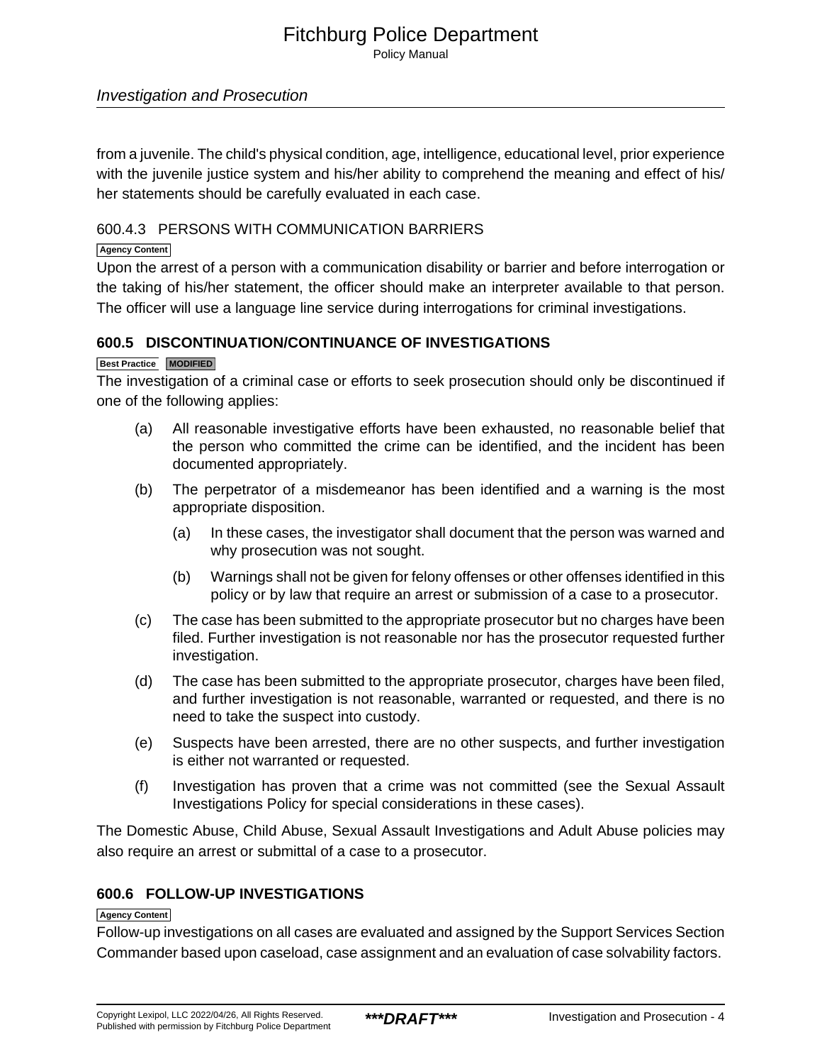from a juvenile. The child's physical condition, age, intelligence, educational level, prior experience with the juvenile justice system and his/her ability to comprehend the meaning and effect of his/her statements should be carefully evaluated in each case.

### 600.4.3 PERSONS WITH COMMUNICATION BARRIERS

Agency Content

Upon the arrest of a person with a communication disability or barrier and before interrogation or the taking of his/her statement, the officer should make an interpreter available to that person. The officer will use a language line service during interrogations for criminal investigations.

## 600.5 DISCONTINUATION/CONTINUANCE OF INVESTIGATIONS

Best Practice MODIFIED

The investigation of a criminal case or efforts to seek prosecution should only be discontinued if one of the following applies:

(a) All reasonable investigative efforts have been exhausted, no reasonable belief that the person who committed the crime can be identified, and the incident has been documented appropriately.

(b) The perpetrator of a misdemeanor has been identified and a warning is the most appropriate disposition.

    (a) In these cases, the investigator shall document that the person was warned and why prosecution was not sought.

    (b) Warnings shall not be given for felony offenses or other offenses identified in this policy or by law that require an arrest or submission of a case to a prosecutor.

(c) The case has been submitted to the appropriate prosecutor but no charges have been filed. Further investigation is not reasonable nor has the prosecutor requested further investigation.

(d) The case has been submitted to the appropriate prosecutor, charges have been filed, and further investigation is not reasonable, warranted or requested, and there is no need to take the suspect into custody.

(e) Suspects have been arrested, there are no other suspects, and further investigation is either not warranted or requested.

(f) Investigation has proven that a crime was not committed (see the Sexual Assault Investigations Policy for special considerations in these cases).

The Domestic Abuse, Child Abuse, Sexual Assault Investigations and Adult Abuse policies may also require an arrest or submittal of a case to a prosecutor.

## 600.6 FOLLOW-UP INVESTIGATIONS

Agency Content

Follow-up investigations on all cases are evaluated and assigned by the Support Services Section Commander based upon caseload, case assignment and an evaluation of case solvability factors.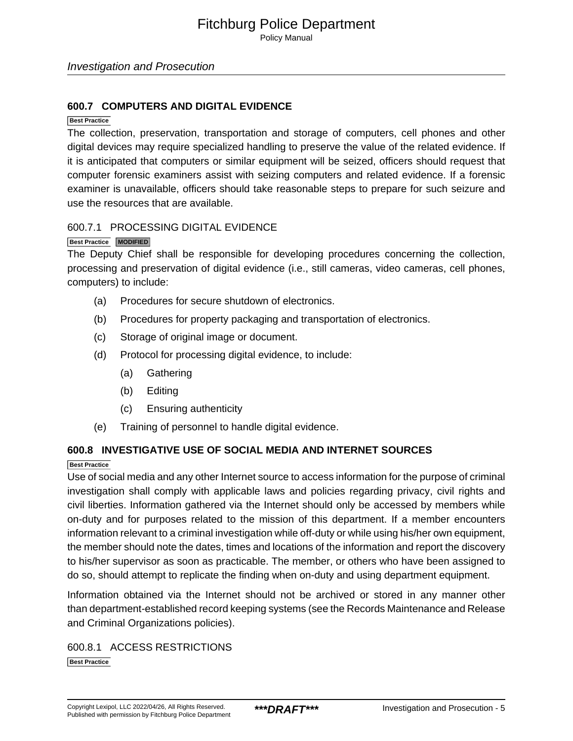## 600.7 COMPUTERS AND DIGITAL EVIDENCE

Best Practice

The collection, preservation, transportation and storage of computers, cell phones and other digital devices may require specialized handling to preserve the value of the related evidence. If it is anticipated that computers or similar equipment will be seized, officers should request that computer forensic examiners assist with seizing computers and related evidence. If a forensic examiner is unavailable, officers should take reasonable steps to prepare for such seizure and use the resources that are available.

### 600.7.1 PROCESSING DIGITAL EVIDENCE

Best Practice MODIFIED

The Deputy Chief shall be responsible for developing procedures concerning the collection, processing and preservation of digital evidence (i.e., still cameras, video cameras, cell phones, computers) to include:

(a) Procedures for secure shutdown of electronics.

(b) Procedures for property packaging and transportation of electronics.

(c) Storage of original image or document.

(d) Protocol for processing digital evidence, to include:

  (a) Gathering

  (b) Editing

  (c) Ensuring authenticity

(e) Training of personnel to handle digital evidence.

## 600.8 INVESTIGATIVE USE OF SOCIAL MEDIA AND INTERNET SOURCES

Best Practice

Use of social media and any other Internet source to access information for the purpose of criminal investigation shall comply with applicable laws and policies regarding privacy, civil rights and civil liberties. Information gathered via the Internet should only be accessed by members while on-duty and for purposes related to the mission of this department. If a member encounters information relevant to a criminal investigation while off-duty or while using his/her own equipment, the member should note the dates, times and locations of the information and report the discovery to his/her supervisor as soon as practicable. The member, or others who have been assigned to do so, should attempt to replicate the finding when on-duty and using department equipment.

Information obtained via the Internet should not be archived or stored in any manner other than department-established record keeping systems (see the Records Maintenance and Release and Criminal Organizations policies).

### 600.8.1 ACCESS RESTRICTIONS

Best Practice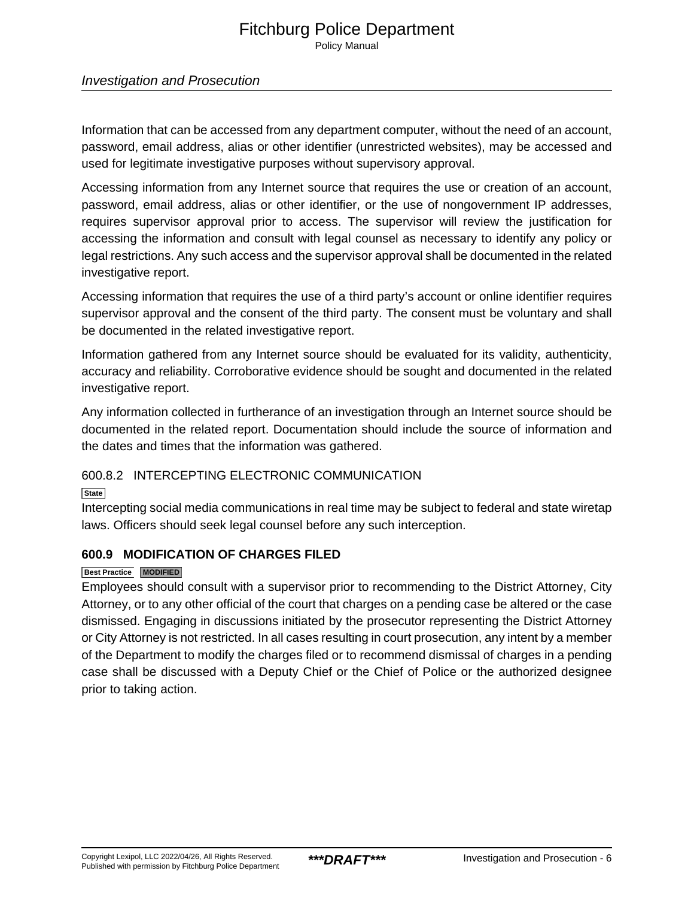Information that can be accessed from any department computer, without the need of an account, password, email address, alias or other identifier (unrestricted websites), may be accessed and used for legitimate investigative purposes without supervisory approval.

Accessing information from any Internet source that requires the use or creation of an account, password, email address, alias or other identifier, or the use of nongovernment IP addresses, requires supervisor approval prior to access. The supervisor will review the justification for accessing the information and consult with legal counsel as necessary to identify any policy or legal restrictions. Any such access and the supervisor approval shall be documented in the related investigative report.

Accessing information that requires the use of a third party's account or online identifier requires supervisor approval and the consent of the third party. The consent must be voluntary and shall be documented in the related investigative report.

Information gathered from any Internet source should be evaluated for its validity, authenticity, accuracy and reliability. Corroborative evidence should be sought and documented in the related investigative report.

Any information collected in furtherance of an investigation through an Internet source should be documented in the related report. Documentation should include the source of information and the dates and times that the information was gathered.

#### 600.8.2 INTERCEPTING ELECTRONIC COMMUNICATION

State

Intercepting social media communications in real time may be subject to federal and state wiretap laws. Officers should seek legal counsel before any such interception.

### 600.9 MODIFICATION OF CHARGES FILED

Best Practice MODIFIED

Employees should consult with a supervisor prior to recommending to the District Attorney, City Attorney, or to any other official of the court that charges on a pending case be altered or the case dismissed. Engaging in discussions initiated by the prosecutor representing the District Attorney or City Attorney is not restricted. In all cases resulting in court prosecution, any intent by a member of the Department to modify the charges filed or to recommend dismissal of charges in a pending case shall be discussed with a Deputy Chief or the Chief of Police or the authorized designee prior to taking action.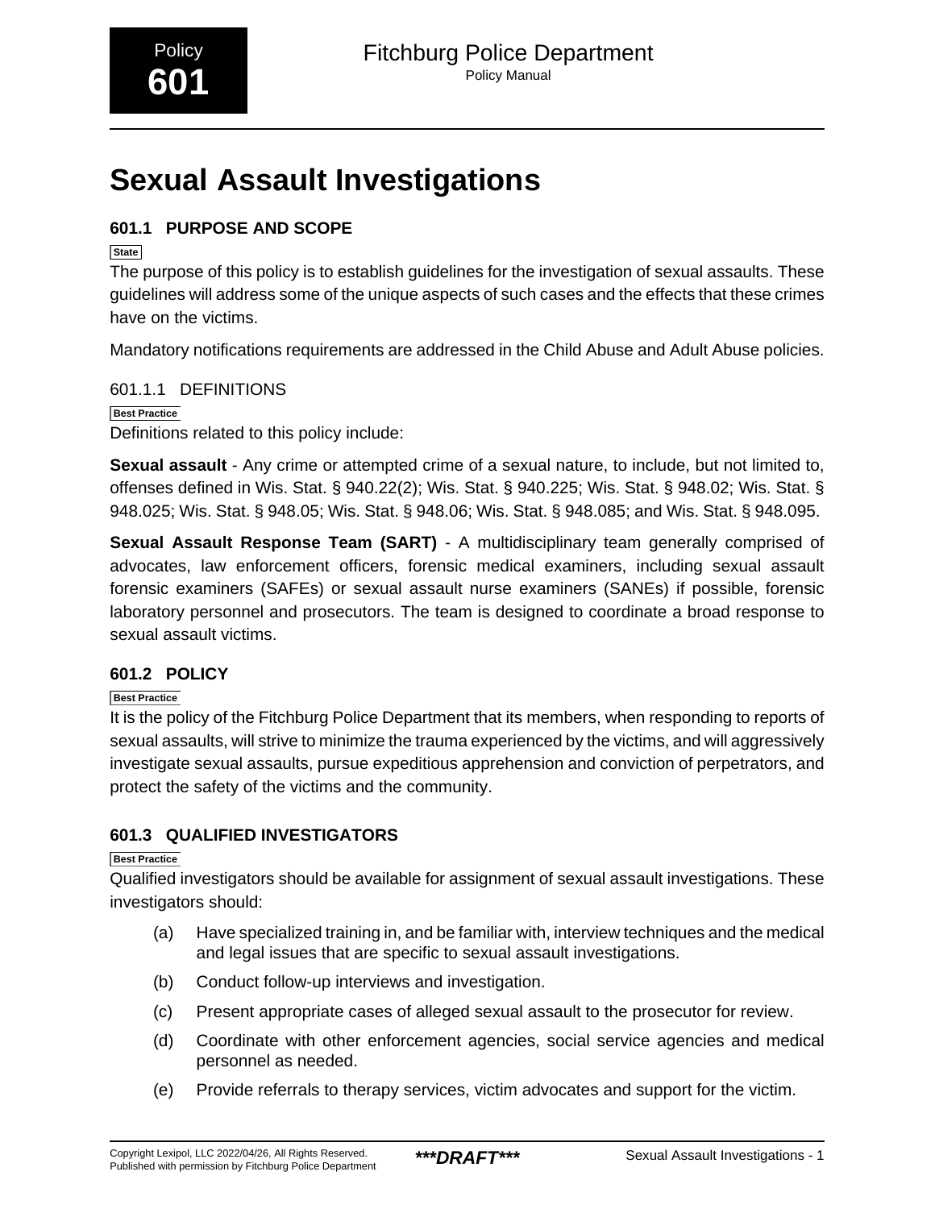Policy
**601**

# Sexual Assault Investigations

## 601.1 PURPOSE AND SCOPE

State

The purpose of this policy is to establish guidelines for the investigation of sexual assaults. These guidelines will address some of the unique aspects of such cases and the effects that these crimes have on the victims.

Mandatory notifications requirements are addressed in the Child Abuse and Adult Abuse policies.

### 601.1.1 DEFINITIONS

Best Practice

Definitions related to this policy include:

**Sexual assault** - Any crime or attempted crime of a sexual nature, to include, but not limited to, offenses defined in Wis. Stat. § 940.22(2); Wis. Stat. § 940.225; Wis. Stat. § 948.02; Wis. Stat. § 948.025; Wis. Stat. § 948.05; Wis. Stat. § 948.06; Wis. Stat. § 948.085; and Wis. Stat. § 948.095.

**Sexual Assault Response Team (SART)** - A multidisciplinary team generally comprised of advocates, law enforcement officers, forensic medical examiners, including sexual assault forensic examiners (SAFEs) or sexual assault nurse examiners (SANEs) if possible, forensic laboratory personnel and prosecutors. The team is designed to coordinate a broad response to sexual assault victims.

## 601.2 POLICY

Best Practice

It is the policy of the Fitchburg Police Department that its members, when responding to reports of sexual assaults, will strive to minimize the trauma experienced by the victims, and will aggressively investigate sexual assaults, pursue expeditious apprehension and conviction of perpetrators, and protect the safety of the victims and the community.

## 601.3 QUALIFIED INVESTIGATORS

Best Practice

Qualified investigators should be available for assignment of sexual assault investigations. These investigators should:

(a) Have specialized training in, and be familiar with, interview techniques and the medical and legal issues that are specific to sexual assault investigations.

(b) Conduct follow-up interviews and investigation.

(c) Present appropriate cases of alleged sexual assault to the prosecutor for review.

(d) Coordinate with other enforcement agencies, social service agencies and medical personnel as needed.

(e) Provide referrals to therapy services, victim advocates and support for the victim.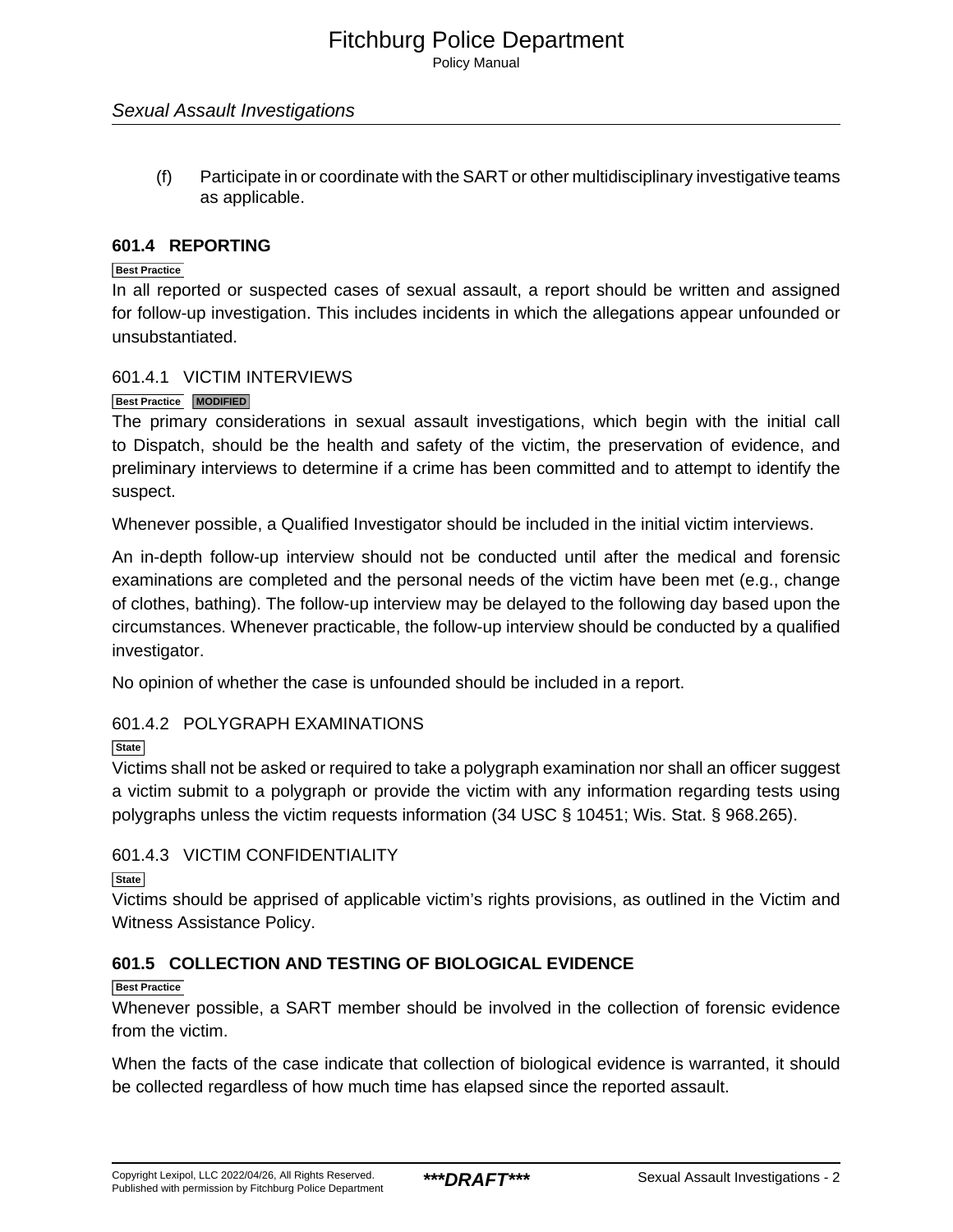(f) Participate in or coordinate with the SART or other multidisciplinary investigative teams as applicable.

## 601.4 REPORTING

Best Practice

In all reported or suspected cases of sexual assault, a report should be written and assigned for follow-up investigation. This includes incidents in which the allegations appear unfounded or unsubstantiated.

### 601.4.1 VICTIM INTERVIEWS

Best Practice MODIFIED

The primary considerations in sexual assault investigations, which begin with the initial call to Dispatch, should be the health and safety of the victim, the preservation of evidence, and preliminary interviews to determine if a crime has been committed and to attempt to identify the suspect.

Whenever possible, a Qualified Investigator should be included in the initial victim interviews.

An in-depth follow-up interview should not be conducted until after the medical and forensic examinations are completed and the personal needs of the victim have been met (e.g., change of clothes, bathing). The follow-up interview may be delayed to the following day based upon the circumstances. Whenever practicable, the follow-up interview should be conducted by a qualified investigator.

No opinion of whether the case is unfounded should be included in a report.

### 601.4.2 POLYGRAPH EXAMINATIONS

State

Victims shall not be asked or required to take a polygraph examination nor shall an officer suggest a victim submit to a polygraph or provide the victim with any information regarding tests using polygraphs unless the victim requests information (34 USC § 10451; Wis. Stat. § 968.265).

### 601.4.3 VICTIM CONFIDENTIALITY

State

Victims should be apprised of applicable victim's rights provisions, as outlined in the Victim and Witness Assistance Policy.

## 601.5 COLLECTION AND TESTING OF BIOLOGICAL EVIDENCE

Best Practice

Whenever possible, a SART member should be involved in the collection of forensic evidence from the victim.

When the facts of the case indicate that collection of biological evidence is warranted, it should be collected regardless of how much time has elapsed since the reported assault.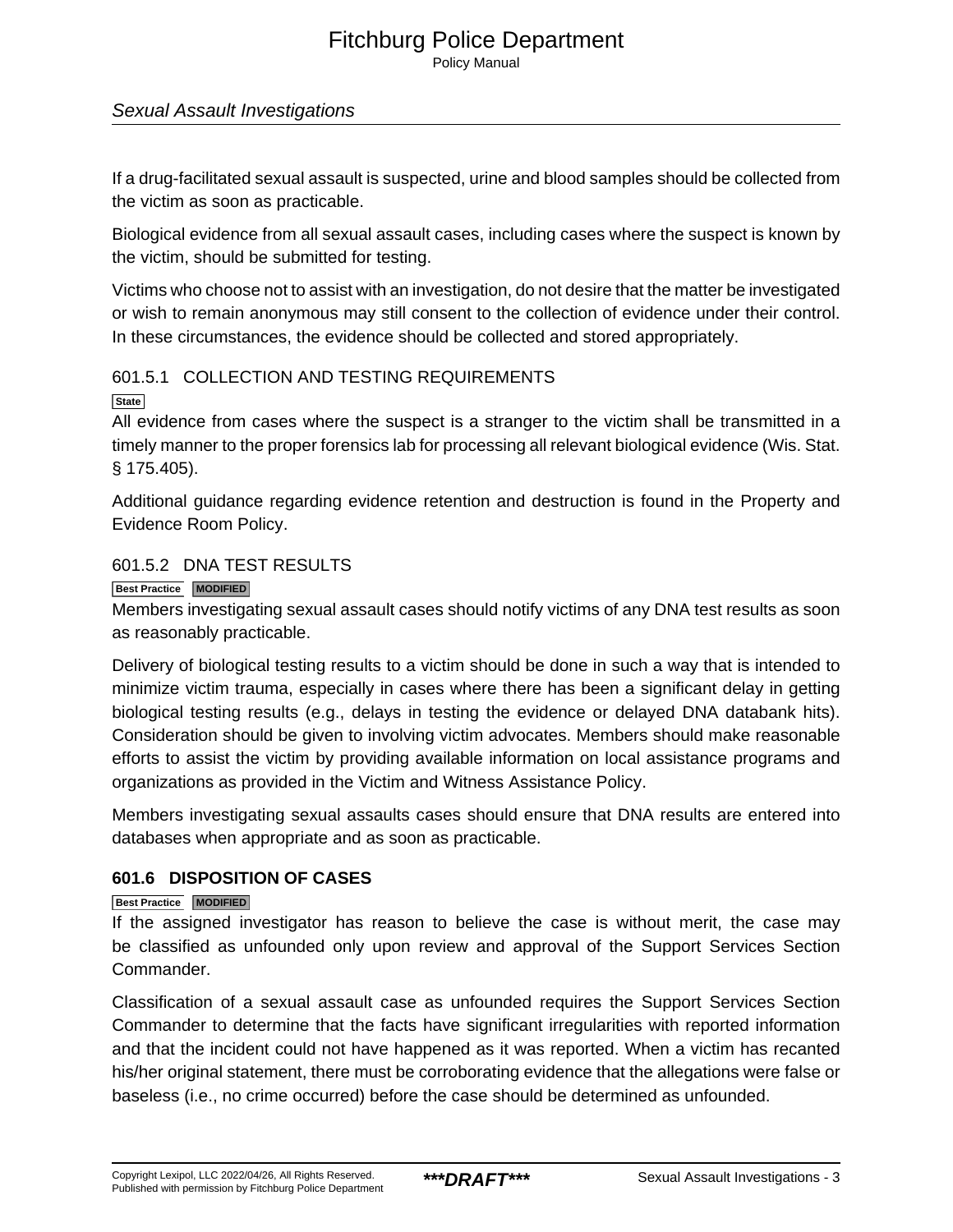If a drug-facilitated sexual assault is suspected, urine and blood samples should be collected from the victim as soon as practicable.

Biological evidence from all sexual assault cases, including cases where the suspect is known by the victim, should be submitted for testing.

Victims who choose not to assist with an investigation, do not desire that the matter be investigated or wish to remain anonymous may still consent to the collection of evidence under their control. In these circumstances, the evidence should be collected and stored appropriately.

### 601.5.1 COLLECTION AND TESTING REQUIREMENTS

State

All evidence from cases where the suspect is a stranger to the victim shall be transmitted in a timely manner to the proper forensics lab for processing all relevant biological evidence (Wis. Stat. § 175.405).

Additional guidance regarding evidence retention and destruction is found in the Property and Evidence Room Policy.

### 601.5.2 DNA TEST RESULTS

Best Practice MODIFIED

Members investigating sexual assault cases should notify victims of any DNA test results as soon as reasonably practicable.

Delivery of biological testing results to a victim should be done in such a way that is intended to minimize victim trauma, especially in cases where there has been a significant delay in getting biological testing results (e.g., delays in testing the evidence or delayed DNA databank hits). Consideration should be given to involving victim advocates. Members should make reasonable efforts to assist the victim by providing available information on local assistance programs and organizations as provided in the Victim and Witness Assistance Policy.

Members investigating sexual assaults cases should ensure that DNA results are entered into databases when appropriate and as soon as practicable.

## 601.6 DISPOSITION OF CASES

Best Practice MODIFIED

If the assigned investigator has reason to believe the case is without merit, the case may be classified as unfounded only upon review and approval of the Support Services Section Commander.

Classification of a sexual assault case as unfounded requires the Support Services Section Commander to determine that the facts have significant irregularities with reported information and that the incident could not have happened as it was reported. When a victim has recanted his/her original statement, there must be corroborating evidence that the allegations were false or baseless (i.e., no crime occurred) before the case should be determined as unfounded.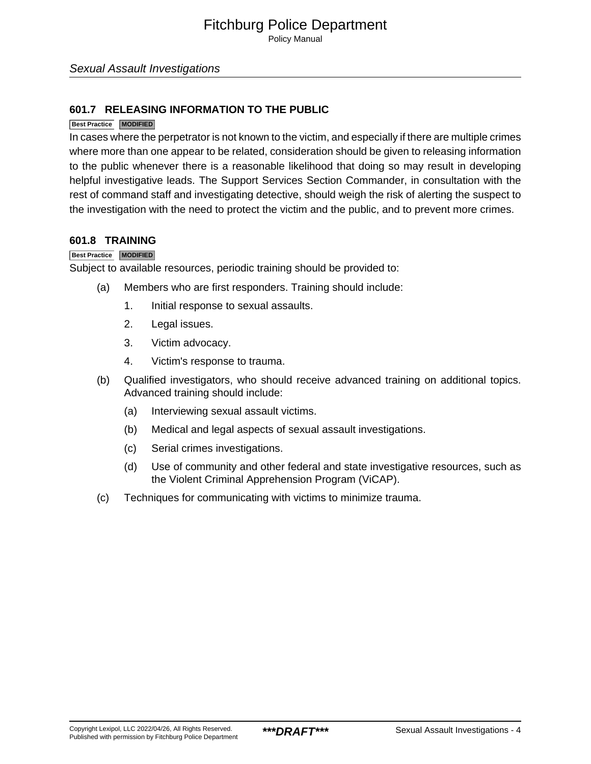## 601.7 RELEASING INFORMATION TO THE PUBLIC

Best Practice MODIFIED

In cases where the perpetrator is not known to the victim, and especially if there are multiple crimes where more than one appear to be related, consideration should be given to releasing information to the public whenever there is a reasonable likelihood that doing so may result in developing helpful investigative leads. The Support Services Section Commander, in consultation with the rest of command staff and investigating detective, should weigh the risk of alerting the suspect to the investigation with the need to protect the victim and the public, and to prevent more crimes.

## 601.8 TRAINING

Best Practice MODIFIED

Subject to available resources, periodic training should be provided to:

(a) Members who are first responders. Training should include:

1. Initial response to sexual assaults.
2. Legal issues.
3. Victim advocacy.
4. Victim's response to trauma.

(b) Qualified investigators, who should receive advanced training on additional topics. Advanced training should include:

(a) Interviewing sexual assault victims.

(b) Medical and legal aspects of sexual assault investigations.

(c) Serial crimes investigations.

(d) Use of community and other federal and state investigative resources, such as the Violent Criminal Apprehension Program (ViCAP).

(c) Techniques for communicating with victims to minimize trauma.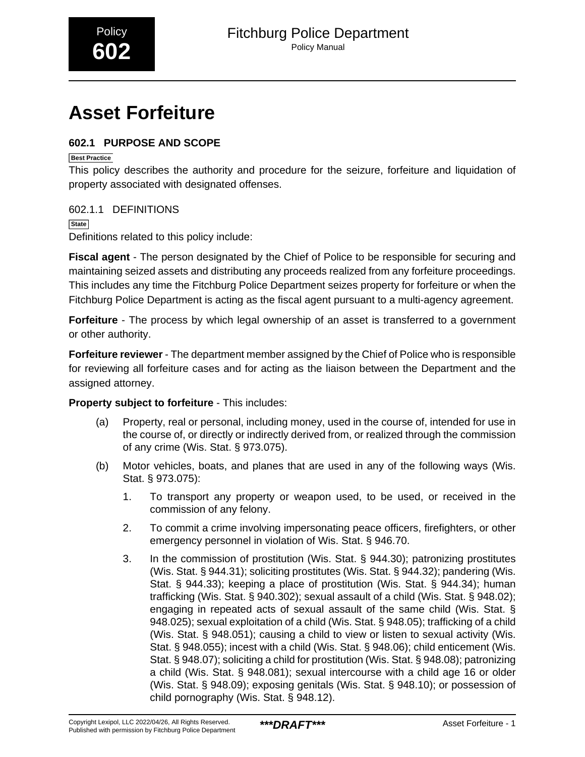# Asset Forfeiture

## 602.1 PURPOSE AND SCOPE

Best Practice

This policy describes the authority and procedure for the seizure, forfeiture and liquidation of property associated with designated offenses.

### 602.1.1 DEFINITIONS

State

Definitions related to this policy include:

**Fiscal agent** - The person designated by the Chief of Police to be responsible for securing and maintaining seized assets and distributing any proceeds realized from any forfeiture proceedings. This includes any time the Fitchburg Police Department seizes property for forfeiture or when the Fitchburg Police Department is acting as the fiscal agent pursuant to a multi-agency agreement.

**Forfeiture** - The process by which legal ownership of an asset is transferred to a government or other authority.

**Forfeiture reviewer** - The department member assigned by the Chief of Police who is responsible for reviewing all forfeiture cases and for acting as the liaison between the Department and the assigned attorney.

**Property subject to forfeiture** - This includes:

(a) Property, real or personal, including money, used in the course of, intended for use in the course of, or directly or indirectly derived from, or realized through the commission of any crime (Wis. Stat. § 973.075).

(b) Motor vehicles, boats, and planes that are used in any of the following ways (Wis. Stat. § 973.075):

1. To transport any property or weapon used, to be used, or received in the commission of any felony.

2. To commit a crime involving impersonating peace officers, firefighters, or other emergency personnel in violation of Wis. Stat. § 946.70.

3. In the commission of prostitution (Wis. Stat. § 944.30); patronizing prostitutes (Wis. Stat. § 944.31); soliciting prostitutes (Wis. Stat. § 944.32); pandering (Wis. Stat. § 944.33); keeping a place of prostitution (Wis. Stat. § 944.34); human trafficking (Wis. Stat. § 940.302); sexual assault of a child (Wis. Stat. § 948.02); engaging in repeated acts of sexual assault of the same child (Wis. Stat. § 948.025); sexual exploitation of a child (Wis. Stat. § 948.05); trafficking of a child (Wis. Stat. § 948.051); causing a child to view or listen to sexual activity (Wis. Stat. § 948.055); incest with a child (Wis. Stat. § 948.06); child enticement (Wis. Stat. § 948.07); soliciting a child for prostitution (Wis. Stat. § 948.08); patronizing a child (Wis. Stat. § 948.081); sexual intercourse with a child age 16 or older (Wis. Stat. § 948.09); exposing genitals (Wis. Stat. § 948.10); or possession of child pornography (Wis. Stat. § 948.12).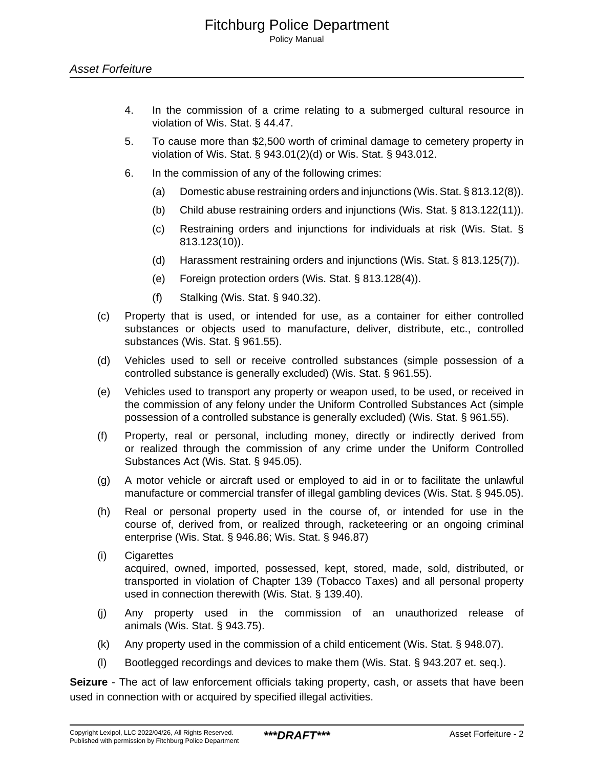4. In the commission of a crime relating to a submerged cultural resource in violation of Wis. Stat. § 44.47.

5. To cause more than $2,500 worth of criminal damage to cemetery property in violation of Wis. Stat. § 943.01(2)(d) or Wis. Stat. § 943.012.

6. In the commission of any of the following crimes:

   (a) Domestic abuse restraining orders and injunctions (Wis. Stat. § 813.12(8)).

   (b) Child abuse restraining orders and injunctions (Wis. Stat. § 813.122(11)).

   (c) Restraining orders and injunctions for individuals at risk (Wis. Stat. § 813.123(10)).

   (d) Harassment restraining orders and injunctions (Wis. Stat. § 813.125(7)).

   (e) Foreign protection orders (Wis. Stat. § 813.128(4)).

   (f) Stalking (Wis. Stat. § 940.32).

(c) Property that is used, or intended for use, as a container for either controlled substances or objects used to manufacture, deliver, distribute, etc., controlled substances (Wis. Stat. § 961.55).

(d) Vehicles used to sell or receive controlled substances (simple possession of a controlled substance is generally excluded) (Wis. Stat. § 961.55).

(e) Vehicles used to transport any property or weapon used, to be used, or received in the commission of any felony under the Uniform Controlled Substances Act (simple possession of a controlled substance is generally excluded) (Wis. Stat. § 961.55).

(f) Property, real or personal, including money, directly or indirectly derived from or realized through the commission of any crime under the Uniform Controlled Substances Act (Wis. Stat. § 945.05).

(g) A motor vehicle or aircraft used or employed to aid in or to facilitate the unlawful manufacture or commercial transfer of illegal gambling devices (Wis. Stat. § 945.05).

(h) Real or personal property used in the course of, or intended for use in the course of, derived from, or realized through, racketeering or an ongoing criminal enterprise (Wis. Stat. § 946.86; Wis. Stat. § 946.87)

(i) Cigarettes
acquired, owned, imported, possessed, kept, stored, made, sold, distributed, or transported in violation of Chapter 139 (Tobacco Taxes) and all personal property used in connection therewith (Wis. Stat. § 139.40).

(j) Any property used in the commission of an unauthorized release of animals (Wis. Stat. § 943.75).

(k) Any property used in the commission of a child enticement (Wis. Stat. § 948.07).

(l) Bootlegged recordings and devices to make them (Wis. Stat. § 943.207 et. seq.).

**Seizure** - The act of law enforcement officials taking property, cash, or assets that have been used in connection with or acquired by specified illegal activities.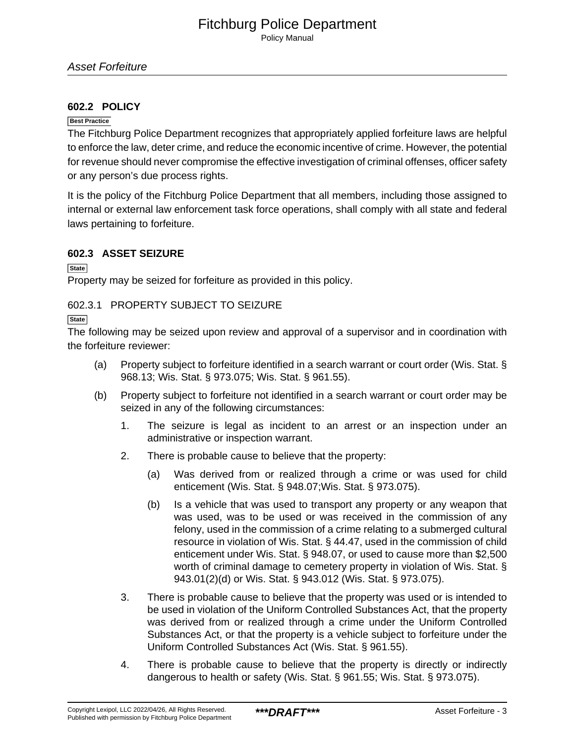## 602.2 POLICY

Best Practice

The Fitchburg Police Department recognizes that appropriately applied forfeiture laws are helpful to enforce the law, deter crime, and reduce the economic incentive of crime. However, the potential for revenue should never compromise the effective investigation of criminal offenses, officer safety or any person's due process rights.

It is the policy of the Fitchburg Police Department that all members, including those assigned to internal or external law enforcement task force operations, shall comply with all state and federal laws pertaining to forfeiture.

## 602.3 ASSET SEIZURE

State

Property may be seized for forfeiture as provided in this policy.

### 602.3.1 PROPERTY SUBJECT TO SEIZURE

State

The following may be seized upon review and approval of a supervisor and in coordination with the forfeiture reviewer:

(a) Property subject to forfeiture identified in a search warrant or court order (Wis. Stat. § 968.13; Wis. Stat. § 973.075; Wis. Stat. § 961.55).

(b) Property subject to forfeiture not identified in a search warrant or court order may be seized in any of the following circumstances:

1. The seizure is legal as incident to an arrest or an inspection under an administrative or inspection warrant.

2. There is probable cause to believe that the property:

    (a) Was derived from or realized through a crime or was used for child enticement (Wis. Stat. § 948.07;Wis. Stat. § 973.075).

    (b) Is a vehicle that was used to transport any property or any weapon that was used, was to be used or was received in the commission of any felony, used in the commission of a crime relating to a submerged cultural resource in violation of Wis. Stat. § 44.47, used in the commission of child enticement under Wis. Stat. § 948.07, or used to cause more than $2,500 worth of criminal damage to cemetery property in violation of Wis. Stat. § 943.01(2)(d) or Wis. Stat. § 943.012 (Wis. Stat. § 973.075).

3. There is probable cause to believe that the property was used or is intended to be used in violation of the Uniform Controlled Substances Act, that the property was derived from or realized through a crime under the Uniform Controlled Substances Act, or that the property is a vehicle subject to forfeiture under the Uniform Controlled Substances Act (Wis. Stat. § 961.55).

4. There is probable cause to believe that the property is directly or indirectly dangerous to health or safety (Wis. Stat. § 961.55; Wis. Stat. § 973.075).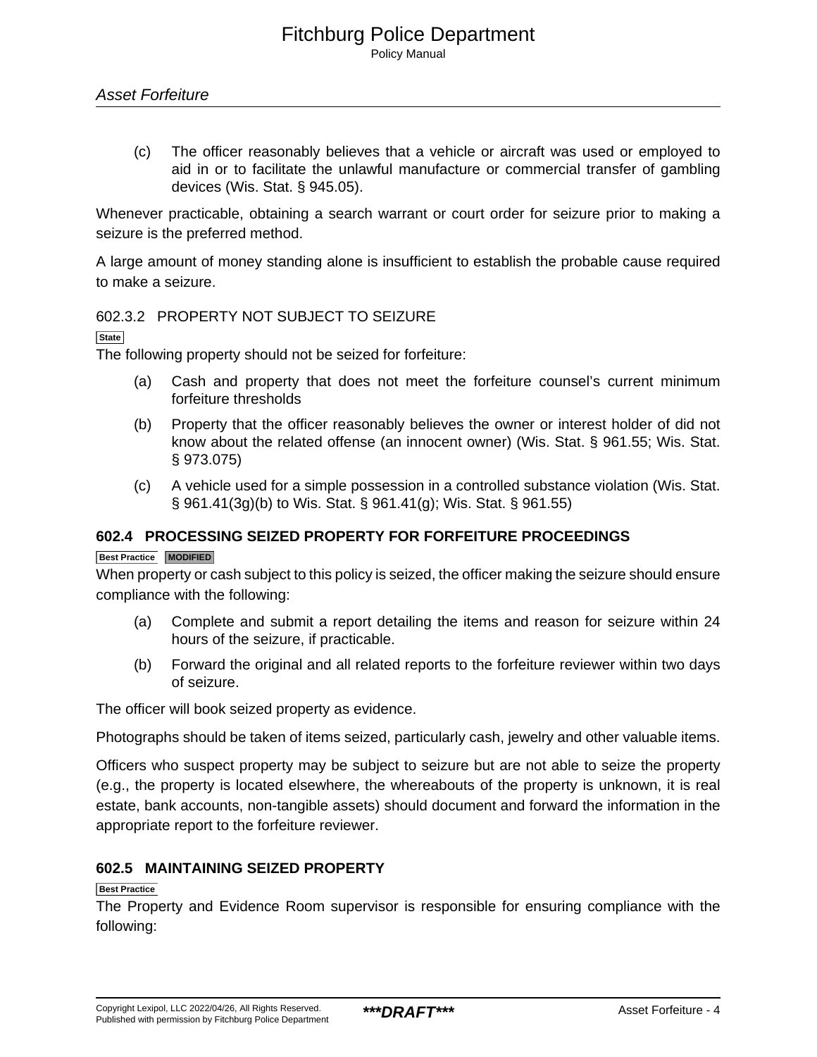(c) The officer reasonably believes that a vehicle or aircraft was used or employed to aid in or to facilitate the unlawful manufacture or commercial transfer of gambling devices (Wis. Stat. § 945.05).

Whenever practicable, obtaining a search warrant or court order for seizure prior to making a seizure is the preferred method.

A large amount of money standing alone is insufficient to establish the probable cause required to make a seizure.

### 602.3.2 PROPERTY NOT SUBJECT TO SEIZURE

State

The following property should not be seized for forfeiture:

(a) Cash and property that does not meet the forfeiture counsel's current minimum forfeiture thresholds

(b) Property that the officer reasonably believes the owner or interest holder of did not know about the related offense (an innocent owner) (Wis. Stat. § 961.55; Wis. Stat. § 973.075)

(c) A vehicle used for a simple possession in a controlled substance violation (Wis. Stat. § 961.41(3g)(b) to Wis. Stat. § 961.41(g); Wis. Stat. § 961.55)

## 602.4 PROCESSING SEIZED PROPERTY FOR FORFEITURE PROCEEDINGS

Best Practice MODIFIED

When property or cash subject to this policy is seized, the officer making the seizure should ensure compliance with the following:

(a) Complete and submit a report detailing the items and reason for seizure within 24 hours of the seizure, if practicable.

(b) Forward the original and all related reports to the forfeiture reviewer within two days of seizure.

The officer will book seized property as evidence.

Photographs should be taken of items seized, particularly cash, jewelry and other valuable items.

Officers who suspect property may be subject to seizure but are not able to seize the property (e.g., the property is located elsewhere, the whereabouts of the property is unknown, it is real estate, bank accounts, non-tangible assets) should document and forward the information in the appropriate report to the forfeiture reviewer.

## 602.5 MAINTAINING SEIZED PROPERTY

Best Practice

The Property and Evidence Room supervisor is responsible for ensuring compliance with the following: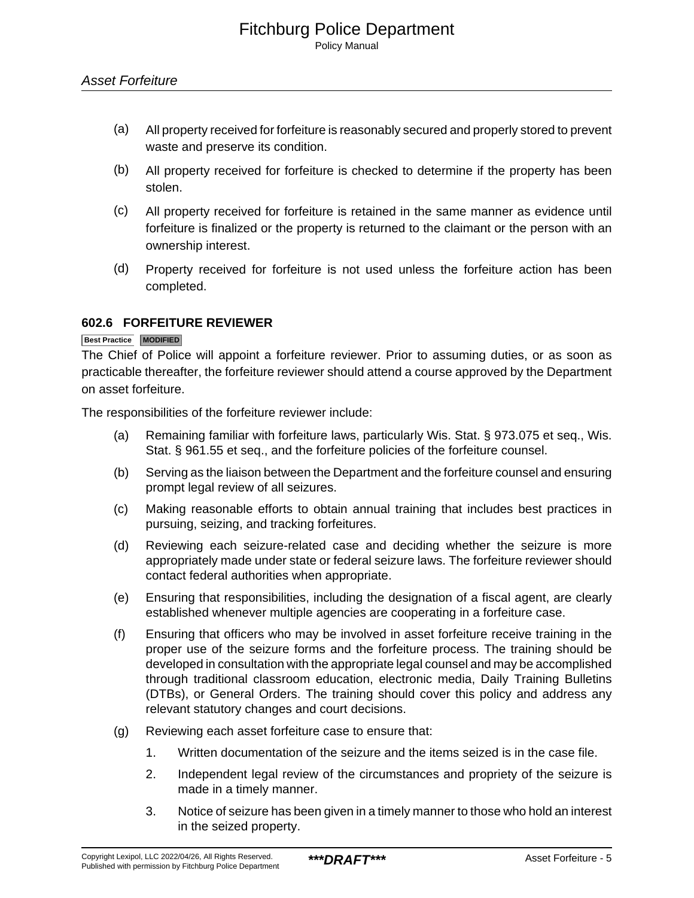(a) All property received for forfeiture is reasonably secured and properly stored to prevent waste and preserve its condition.

(b) All property received for forfeiture is checked to determine if the property has been stolen.

(c) All property received for forfeiture is retained in the same manner as evidence until forfeiture is finalized or the property is returned to the claimant or the person with an ownership interest.

(d) Property received for forfeiture is not used unless the forfeiture action has been completed.

### 602.6 FORFEITURE REVIEWER

Best Practice MODIFIED

The Chief of Police will appoint a forfeiture reviewer. Prior to assuming duties, or as soon as practicable thereafter, the forfeiture reviewer should attend a course approved by the Department on asset forfeiture.

The responsibilities of the forfeiture reviewer include:

(a) Remaining familiar with forfeiture laws, particularly Wis. Stat. § 973.075 et seq., Wis. Stat. § 961.55 et seq., and the forfeiture policies of the forfeiture counsel.

(b) Serving as the liaison between the Department and the forfeiture counsel and ensuring prompt legal review of all seizures.

(c) Making reasonable efforts to obtain annual training that includes best practices in pursuing, seizing, and tracking forfeitures.

(d) Reviewing each seizure-related case and deciding whether the seizure is more appropriately made under state or federal seizure laws. The forfeiture reviewer should contact federal authorities when appropriate.

(e) Ensuring that responsibilities, including the designation of a fiscal agent, are clearly established whenever multiple agencies are cooperating in a forfeiture case.

(f) Ensuring that officers who may be involved in asset forfeiture receive training in the proper use of the seizure forms and the forfeiture process. The training should be developed in consultation with the appropriate legal counsel and may be accomplished through traditional classroom education, electronic media, Daily Training Bulletins (DTBs), or General Orders. The training should cover this policy and address any relevant statutory changes and court decisions.

(g) Reviewing each asset forfeiture case to ensure that:

   1. Written documentation of the seizure and the items seized is in the case file.

   2. Independent legal review of the circumstances and propriety of the seizure is made in a timely manner.

   3. Notice of seizure has been given in a timely manner to those who hold an interest in the seized property.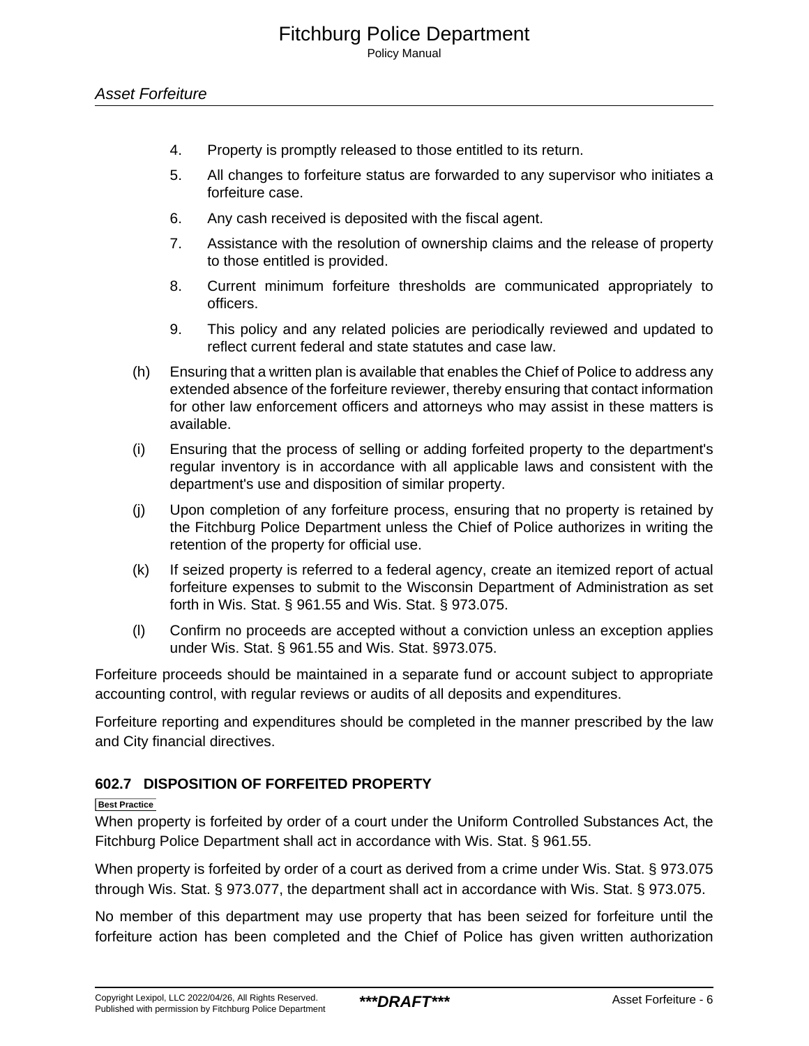4. Property is promptly released to those entitled to its return.

5. All changes to forfeiture status are forwarded to any supervisor who initiates a forfeiture case.

6. Any cash received is deposited with the fiscal agent.

7. Assistance with the resolution of ownership claims and the release of property to those entitled is provided.

8. Current minimum forfeiture thresholds are communicated appropriately to officers.

9. This policy and any related policies are periodically reviewed and updated to reflect current federal and state statutes and case law.

(h) Ensuring that a written plan is available that enables the Chief of Police to address any extended absence of the forfeiture reviewer, thereby ensuring that contact information for other law enforcement officers and attorneys who may assist in these matters is available.

(i) Ensuring that the process of selling or adding forfeited property to the department's regular inventory is in accordance with all applicable laws and consistent with the department's use and disposition of similar property.

(j) Upon completion of any forfeiture process, ensuring that no property is retained by the Fitchburg Police Department unless the Chief of Police authorizes in writing the retention of the property for official use.

(k) If seized property is referred to a federal agency, create an itemized report of actual forfeiture expenses to submit to the Wisconsin Department of Administration as set forth in Wis. Stat. § 961.55 and Wis. Stat. § 973.075.

(l) Confirm no proceeds are accepted without a conviction unless an exception applies under Wis. Stat. § 961.55 and Wis. Stat. §973.075.

Forfeiture proceeds should be maintained in a separate fund or account subject to appropriate accounting control, with regular reviews or audits of all deposits and expenditures.

Forfeiture reporting and expenditures should be completed in the manner prescribed by the law and City financial directives.

### 602.7 DISPOSITION OF FORFEITED PROPERTY

Best Practice

When property is forfeited by order of a court under the Uniform Controlled Substances Act, the Fitchburg Police Department shall act in accordance with Wis. Stat. § 961.55.

When property is forfeited by order of a court as derived from a crime under Wis. Stat. § 973.075 through Wis. Stat. § 973.077, the department shall act in accordance with Wis. Stat. § 973.075.

No member of this department may use property that has been seized for forfeiture until the forfeiture action has been completed and the Chief of Police has given written authorization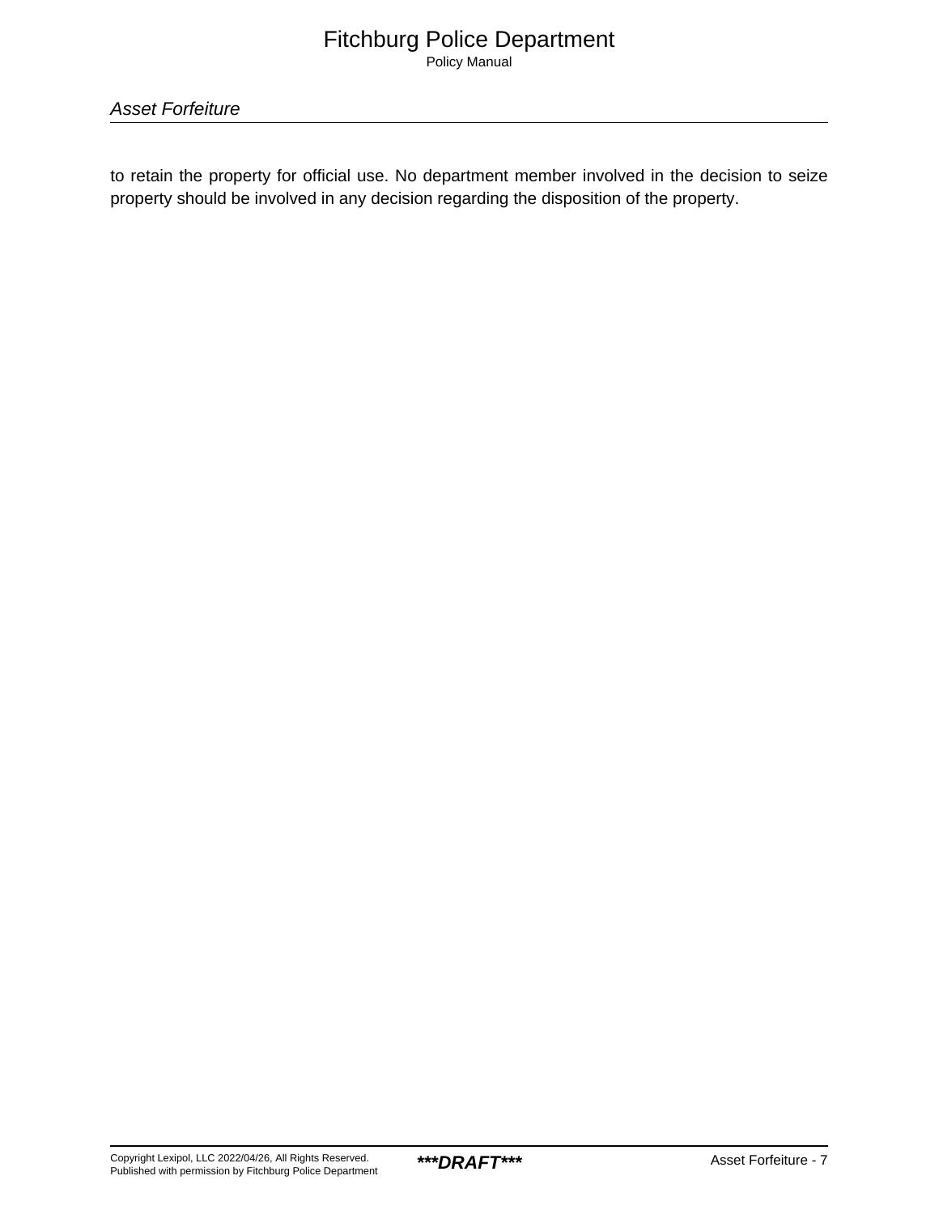to retain the property for official use. No department member involved in the decision to seize property should be involved in any decision regarding the disposition of the property.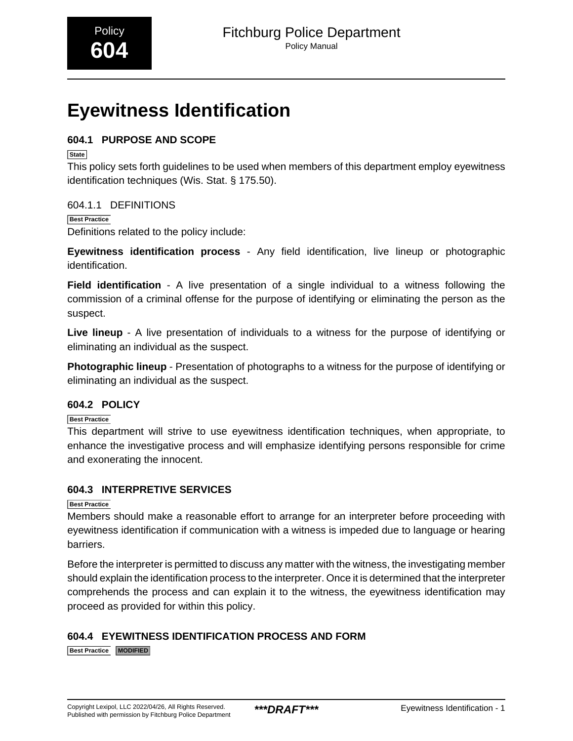# Eyewitness Identification

## 604.1 PURPOSE AND SCOPE

State

This policy sets forth guidelines to be used when members of this department employ eyewitness identification techniques (Wis. Stat. § 175.50).

### 604.1.1 DEFINITIONS

Best Practice

Definitions related to the policy include:

**Eyewitness identification process** - Any field identification, live lineup or photographic identification.

**Field identification** - A live presentation of a single individual to a witness following the commission of a criminal offense for the purpose of identifying or eliminating the person as the suspect.

**Live lineup** - A live presentation of individuals to a witness for the purpose of identifying or eliminating an individual as the suspect.

**Photographic lineup** - Presentation of photographs to a witness for the purpose of identifying or eliminating an individual as the suspect.

## 604.2 POLICY

Best Practice

This department will strive to use eyewitness identification techniques, when appropriate, to enhance the investigative process and will emphasize identifying persons responsible for crime and exonerating the innocent.

## 604.3 INTERPRETIVE SERVICES

Best Practice

Members should make a reasonable effort to arrange for an interpreter before proceeding with eyewitness identification if communication with a witness is impeded due to language or hearing barriers.

Before the interpreter is permitted to discuss any matter with the witness, the investigating member should explain the identification process to the interpreter. Once it is determined that the interpreter comprehends the process and can explain it to the witness, the eyewitness identification may proceed as provided for within this policy.

## 604.4 EYEWITNESS IDENTIFICATION PROCESS AND FORM

Best Practice MODIFIED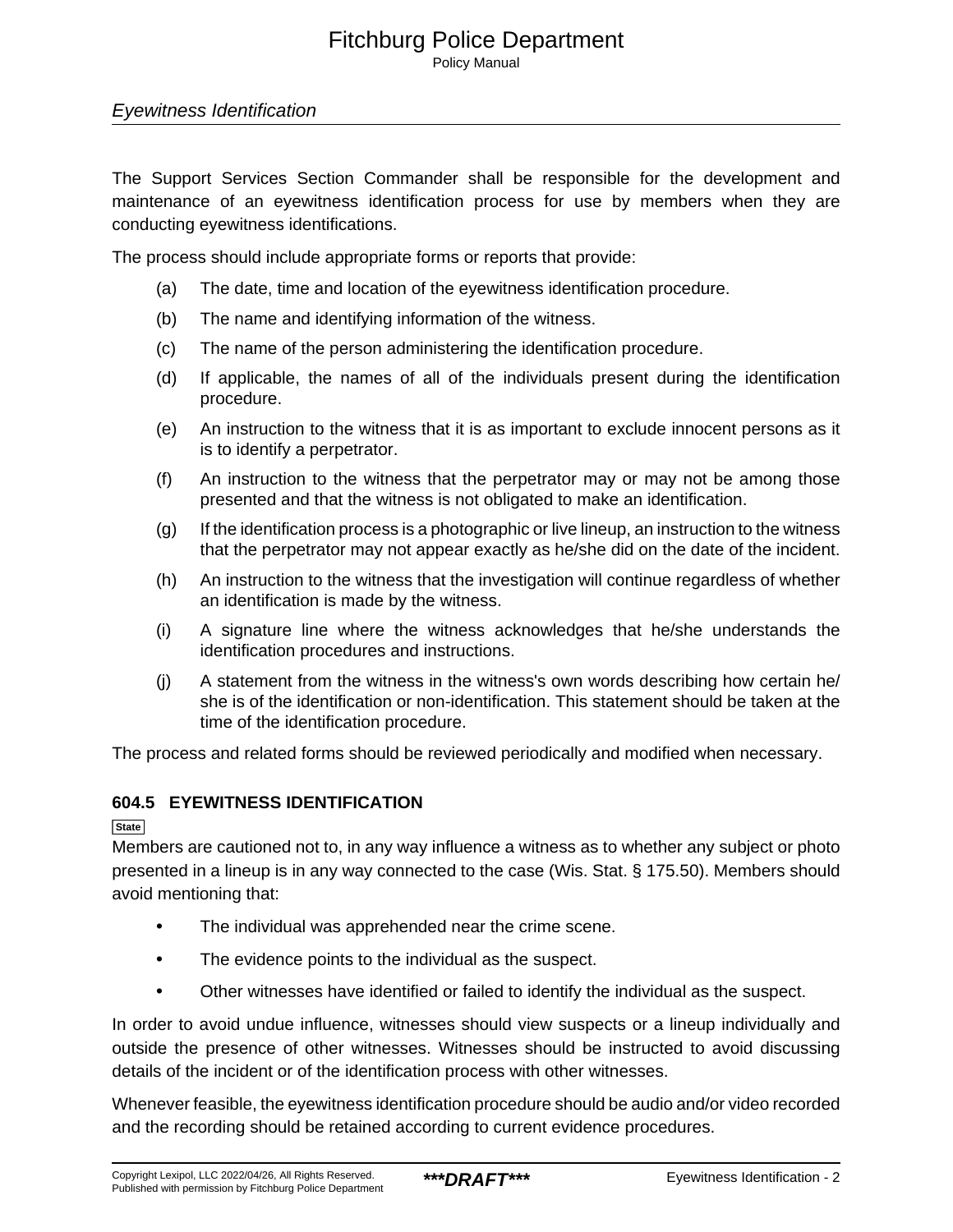The Support Services Section Commander shall be responsible for the development and maintenance of an eyewitness identification process for use by members when they are conducting eyewitness identifications.

The process should include appropriate forms or reports that provide:

(a) The date, time and location of the eyewitness identification procedure.

(b) The name and identifying information of the witness.

(c) The name of the person administering the identification procedure.

(d) If applicable, the names of all of the individuals present during the identification procedure.

(e) An instruction to the witness that it is as important to exclude innocent persons as it is to identify a perpetrator.

(f) An instruction to the witness that the perpetrator may or may not be among those presented and that the witness is not obligated to make an identification.

(g) If the identification process is a photographic or live lineup, an instruction to the witness that the perpetrator may not appear exactly as he/she did on the date of the incident.

(h) An instruction to the witness that the investigation will continue regardless of whether an identification is made by the witness.

(i) A signature line where the witness acknowledges that he/she understands the identification procedures and instructions.

(j) A statement from the witness in the witness's own words describing how certain he/she is of the identification or non-identification. This statement should be taken at the time of the identification procedure.

The process and related forms should be reviewed periodically and modified when necessary.

### 604.5 EYEWITNESS IDENTIFICATION

State

Members are cautioned not to, in any way influence a witness as to whether any subject or photo presented in a lineup is in any way connected to the case (Wis. Stat. § 175.50). Members should avoid mentioning that:

- The individual was apprehended near the crime scene.
- The evidence points to the individual as the suspect.
- Other witnesses have identified or failed to identify the individual as the suspect.

In order to avoid undue influence, witnesses should view suspects or a lineup individually and outside the presence of other witnesses. Witnesses should be instructed to avoid discussing details of the incident or of the identification process with other witnesses.

Whenever feasible, the eyewitness identification procedure should be audio and/or video recorded and the recording should be retained according to current evidence procedures.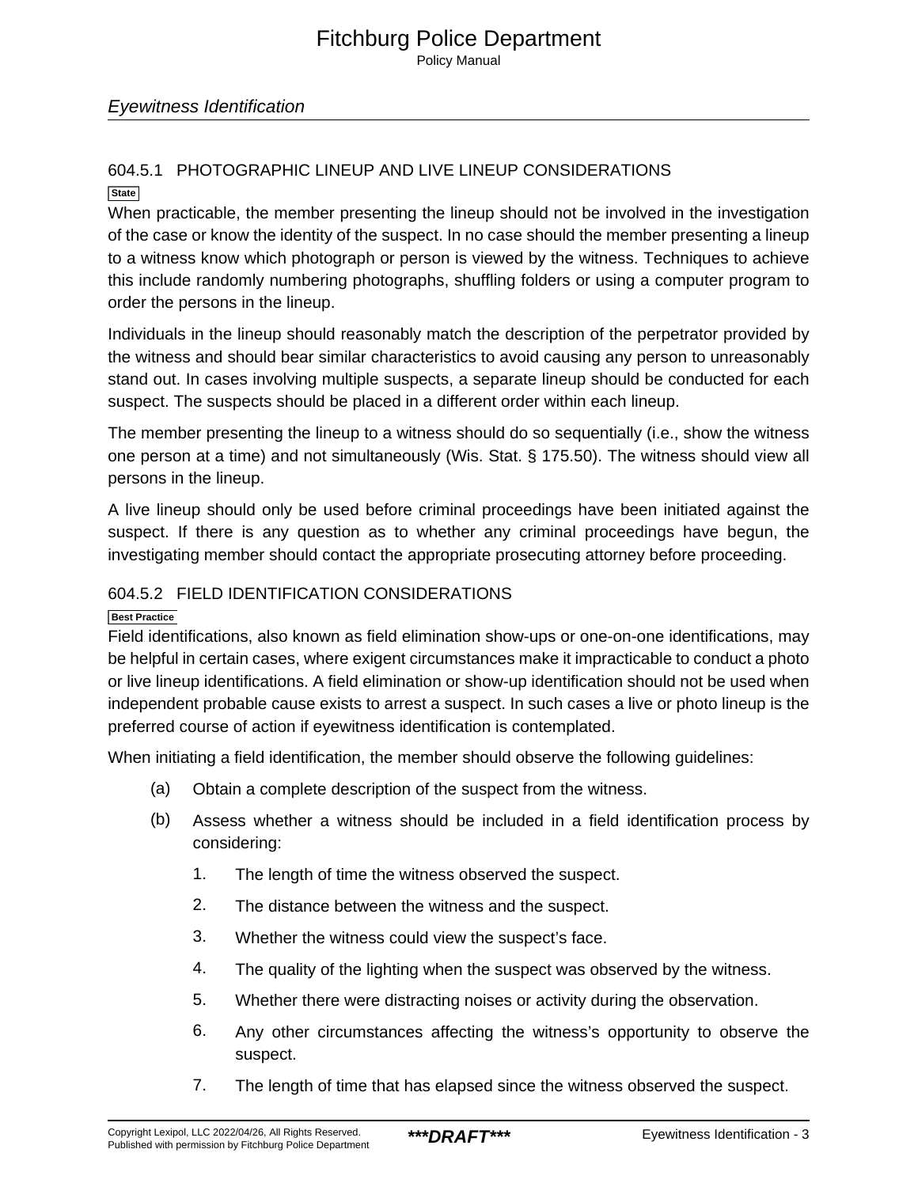### 604.5.1 PHOTOGRAPHIC LINEUP AND LIVE LINEUP CONSIDERATIONS

State

When practicable, the member presenting the lineup should not be involved in the investigation of the case or know the identity of the suspect. In no case should the member presenting a lineup to a witness know which photograph or person is viewed by the witness. Techniques to achieve this include randomly numbering photographs, shuffling folders or using a computer program to order the persons in the lineup.

Individuals in the lineup should reasonably match the description of the perpetrator provided by the witness and should bear similar characteristics to avoid causing any person to unreasonably stand out. In cases involving multiple suspects, a separate lineup should be conducted for each suspect. The suspects should be placed in a different order within each lineup.

The member presenting the lineup to a witness should do so sequentially (i.e., show the witness one person at a time) and not simultaneously (Wis. Stat. § 175.50). The witness should view all persons in the lineup.

A live lineup should only be used before criminal proceedings have been initiated against the suspect. If there is any question as to whether any criminal proceedings have begun, the investigating member should contact the appropriate prosecuting attorney before proceeding.

### 604.5.2 FIELD IDENTIFICATION CONSIDERATIONS

Best Practice

Field identifications, also known as field elimination show-ups or one-on-one identifications, may be helpful in certain cases, where exigent circumstances make it impracticable to conduct a photo or live lineup identifications. A field elimination or show-up identification should not be used when independent probable cause exists to arrest a suspect. In such cases a live or photo lineup is the preferred course of action if eyewitness identification is contemplated.

When initiating a field identification, the member should observe the following guidelines:

(a) Obtain a complete description of the suspect from the witness.

(b) Assess whether a witness should be included in a field identification process by considering:

1. The length of time the witness observed the suspect.
2. The distance between the witness and the suspect.
3. Whether the witness could view the suspect's face.
4. The quality of the lighting when the suspect was observed by the witness.
5. Whether there were distracting noises or activity during the observation.
6. Any other circumstances affecting the witness's opportunity to observe the suspect.
7. The length of time that has elapsed since the witness observed the suspect.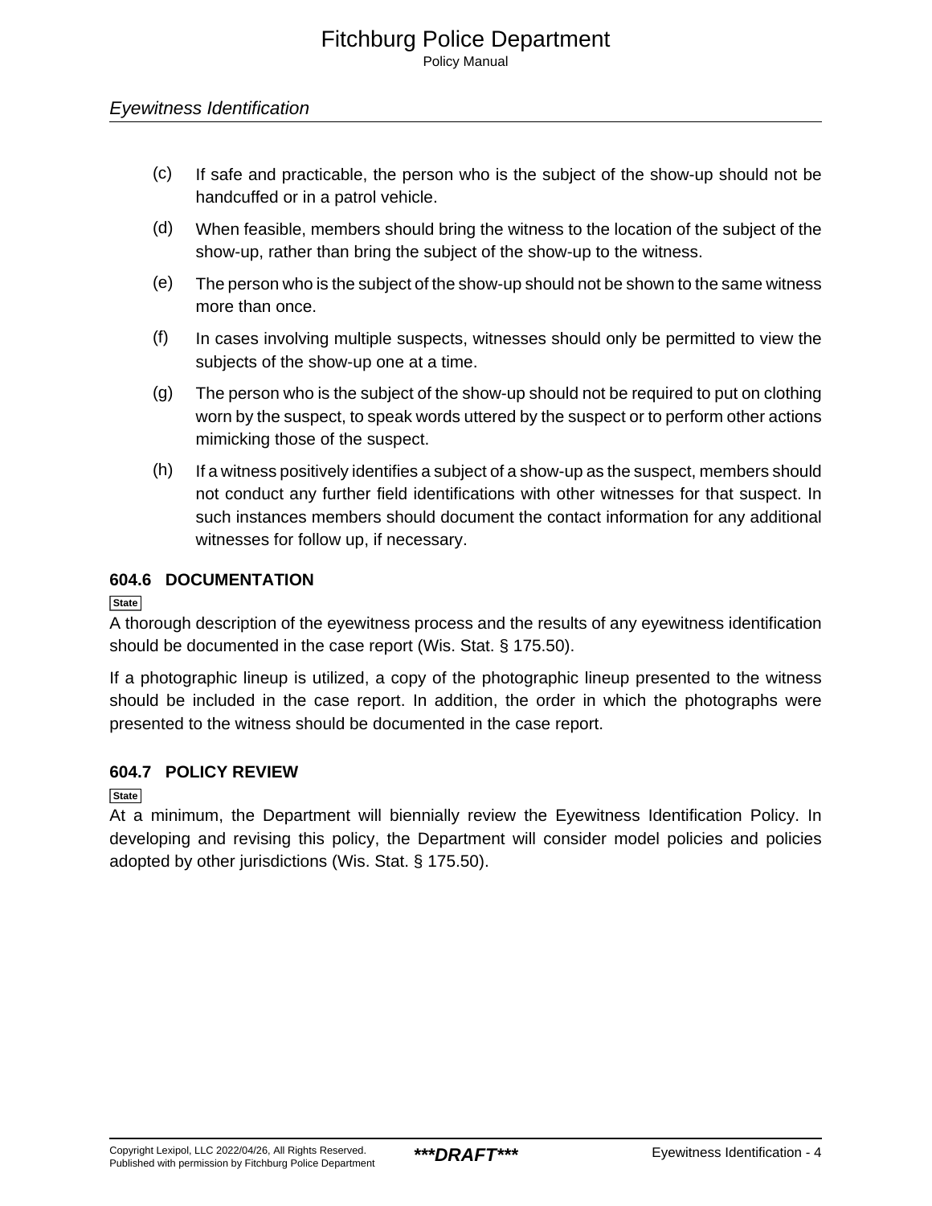(c) If safe and practicable, the person who is the subject of the show-up should not be handcuffed or in a patrol vehicle.

(d) When feasible, members should bring the witness to the location of the subject of the show-up, rather than bring the subject of the show-up to the witness.

(e) The person who is the subject of the show-up should not be shown to the same witness more than once.

(f) In cases involving multiple suspects, witnesses should only be permitted to view the subjects of the show-up one at a time.

(g) The person who is the subject of the show-up should not be required to put on clothing worn by the suspect, to speak words uttered by the suspect or to perform other actions mimicking those of the suspect.

(h) If a witness positively identifies a subject of a show-up as the suspect, members should not conduct any further field identifications with other witnesses for that suspect. In such instances members should document the contact information for any additional witnesses for follow up, if necessary.

### 604.6 DOCUMENTATION

State

A thorough description of the eyewitness process and the results of any eyewitness identification should be documented in the case report (Wis. Stat. § 175.50).

If a photographic lineup is utilized, a copy of the photographic lineup presented to the witness should be included in the case report. In addition, the order in which the photographs were presented to the witness should be documented in the case report.

### 604.7 POLICY REVIEW

State

At a minimum, the Department will biennially review the Eyewitness Identification Policy. In developing and revising this policy, the Department will consider model policies and policies adopted by other jurisdictions (Wis. Stat. § 175.50).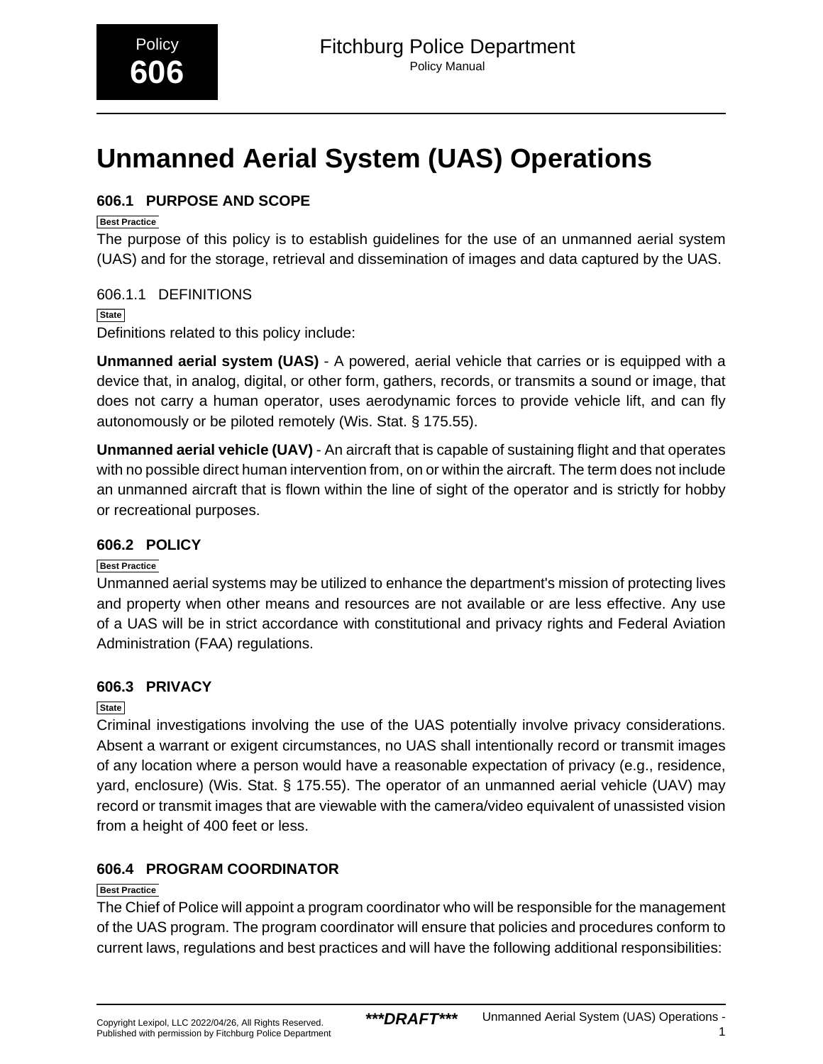# Unmanned Aerial System (UAS) Operations

## 606.1 PURPOSE AND SCOPE

Best Practice

The purpose of this policy is to establish guidelines for the use of an unmanned aerial system (UAS) and for the storage, retrieval and dissemination of images and data captured by the UAS.

### 606.1.1 DEFINITIONS

State

Definitions related to this policy include:

**Unmanned aerial system (UAS)** - A powered, aerial vehicle that carries or is equipped with a device that, in analog, digital, or other form, gathers, records, or transmits a sound or image, that does not carry a human operator, uses aerodynamic forces to provide vehicle lift, and can fly autonomously or be piloted remotely (Wis. Stat. § 175.55).

**Unmanned aerial vehicle (UAV)** - An aircraft that is capable of sustaining flight and that operates with no possible direct human intervention from, on or within the aircraft. The term does not include an unmanned aircraft that is flown within the line of sight of the operator and is strictly for hobby or recreational purposes.

## 606.2 POLICY

Best Practice

Unmanned aerial systems may be utilized to enhance the department's mission of protecting lives and property when other means and resources are not available or are less effective. Any use of a UAS will be in strict accordance with constitutional and privacy rights and Federal Aviation Administration (FAA) regulations.

## 606.3 PRIVACY

State

Criminal investigations involving the use of the UAS potentially involve privacy considerations. Absent a warrant or exigent circumstances, no UAS shall intentionally record or transmit images of any location where a person would have a reasonable expectation of privacy (e.g., residence, yard, enclosure) (Wis. Stat. § 175.55). The operator of an unmanned aerial vehicle (UAV) may record or transmit images that are viewable with the camera/video equivalent of unassisted vision from a height of 400 feet or less.

## 606.4 PROGRAM COORDINATOR

Best Practice

The Chief of Police will appoint a program coordinator who will be responsible for the management of the UAS program. The program coordinator will ensure that policies and procedures conform to current laws, regulations and best practices and will have the following additional responsibilities: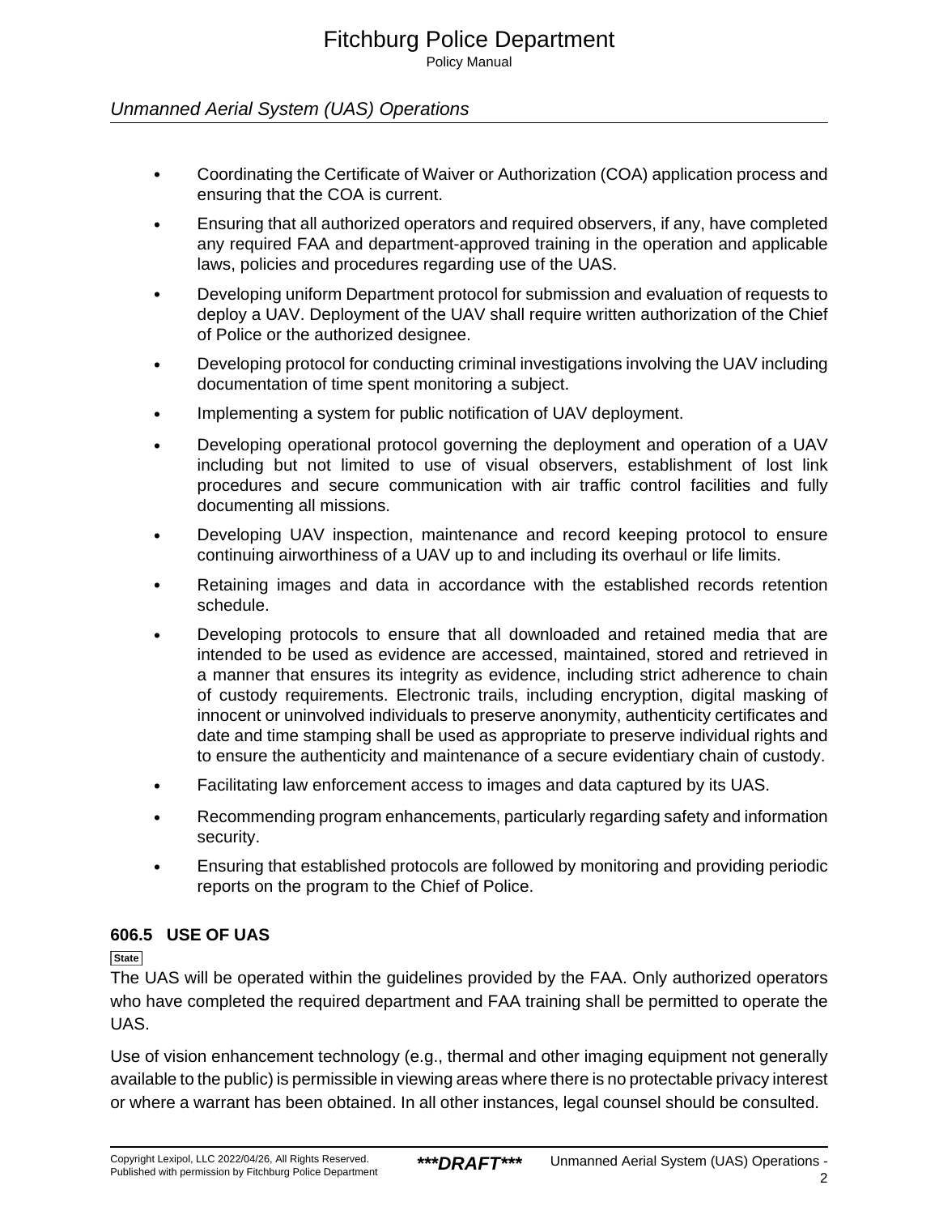- Coordinating the Certificate of Waiver or Authorization (COA) application process and ensuring that the COA is current.
- Ensuring that all authorized operators and required observers, if any, have completed any required FAA and department-approved training in the operation and applicable laws, policies and procedures regarding use of the UAS.
- Developing uniform Department protocol for submission and evaluation of requests to deploy a UAV. Deployment of the UAV shall require written authorization of the Chief of Police or the authorized designee.
- Developing protocol for conducting criminal investigations involving the UAV including documentation of time spent monitoring a subject.
- Implementing a system for public notification of UAV deployment.
- Developing operational protocol governing the deployment and operation of a UAV including but not limited to use of visual observers, establishment of lost link procedures and secure communication with air traffic control facilities and fully documenting all missions.
- Developing UAV inspection, maintenance and record keeping protocol to ensure continuing airworthiness of a UAV up to and including its overhaul or life limits.
- Retaining images and data in accordance with the established records retention schedule.
- Developing protocols to ensure that all downloaded and retained media that are intended to be used as evidence are accessed, maintained, stored and retrieved in a manner that ensures its integrity as evidence, including strict adherence to chain of custody requirements. Electronic trails, including encryption, digital masking of innocent or uninvolved individuals to preserve anonymity, authenticity certificates and date and time stamping shall be used as appropriate to preserve individual rights and to ensure the authenticity and maintenance of a secure evidentiary chain of custody.
- Facilitating law enforcement access to images and data captured by its UAS.
- Recommending program enhancements, particularly regarding safety and information security.
- Ensuring that established protocols are followed by monitoring and providing periodic reports on the program to the Chief of Police.

## 606.5 USE OF UAS

State

The UAS will be operated within the guidelines provided by the FAA. Only authorized operators who have completed the required department and FAA training shall be permitted to operate the UAS.

Use of vision enhancement technology (e.g., thermal and other imaging equipment not generally available to the public) is permissible in viewing areas where there is no protectable privacy interest or where a warrant has been obtained. In all other instances, legal counsel should be consulted.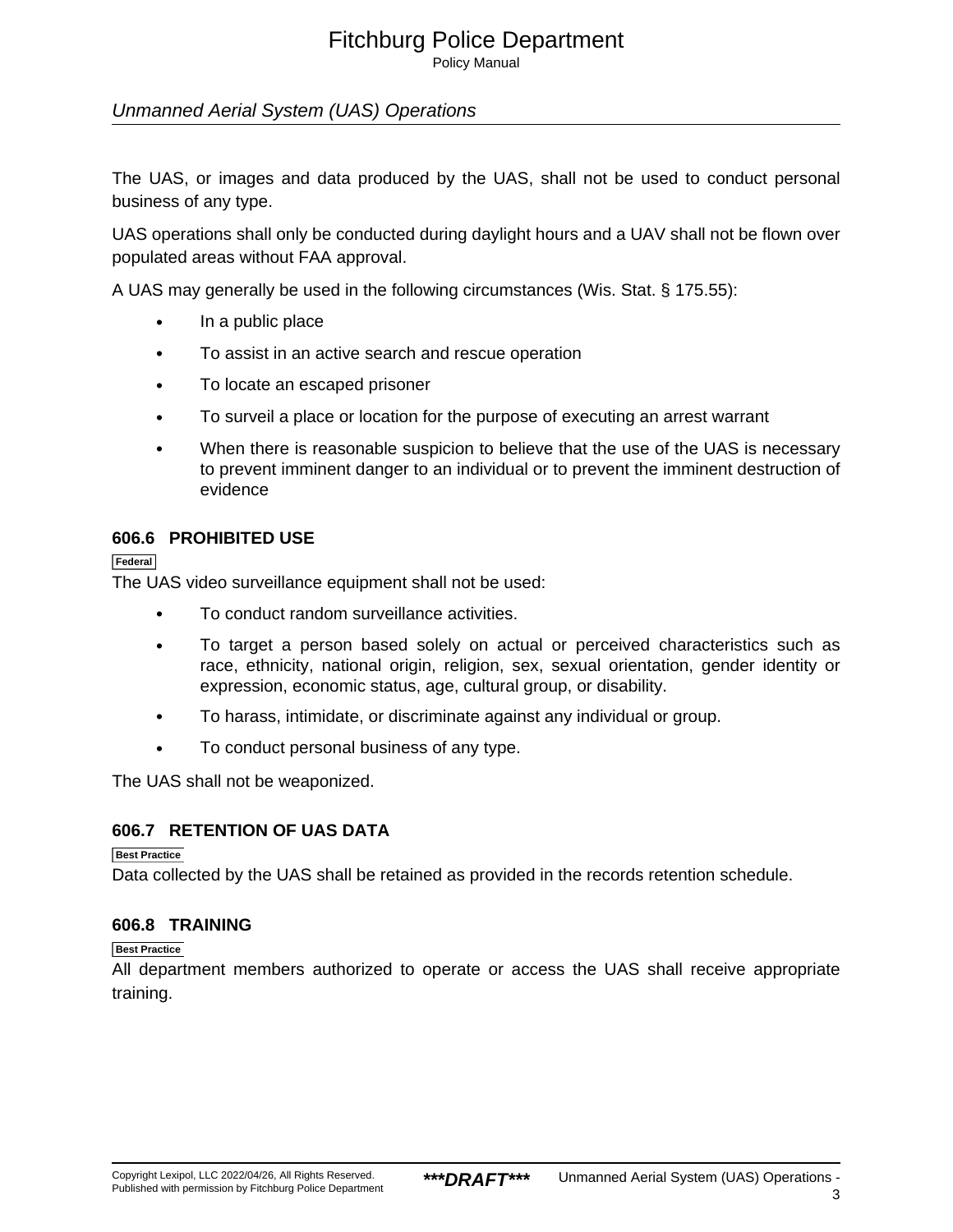The UAS, or images and data produced by the UAS, shall not be used to conduct personal business of any type.

UAS operations shall only be conducted during daylight hours and a UAV shall not be flown over populated areas without FAA approval.

A UAS may generally be used in the following circumstances (Wis. Stat. § 175.55):

- In a public place
- To assist in an active search and rescue operation
- To locate an escaped prisoner
- To surveil a place or location for the purpose of executing an arrest warrant
- When there is reasonable suspicion to believe that the use of the UAS is necessary to prevent imminent danger to an individual or to prevent the imminent destruction of evidence

### 606.6 PROHIBITED USE

Federal

The UAS video surveillance equipment shall not be used:

- To conduct random surveillance activities.
- To target a person based solely on actual or perceived characteristics such as race, ethnicity, national origin, religion, sex, sexual orientation, gender identity or expression, economic status, age, cultural group, or disability.
- To harass, intimidate, or discriminate against any individual or group.
- To conduct personal business of any type.

The UAS shall not be weaponized.

### 606.7 RETENTION OF UAS DATA

Best Practice

Data collected by the UAS shall be retained as provided in the records retention schedule.

### 606.8 TRAINING

Best Practice

All department members authorized to operate or access the UAS shall receive appropriate training.